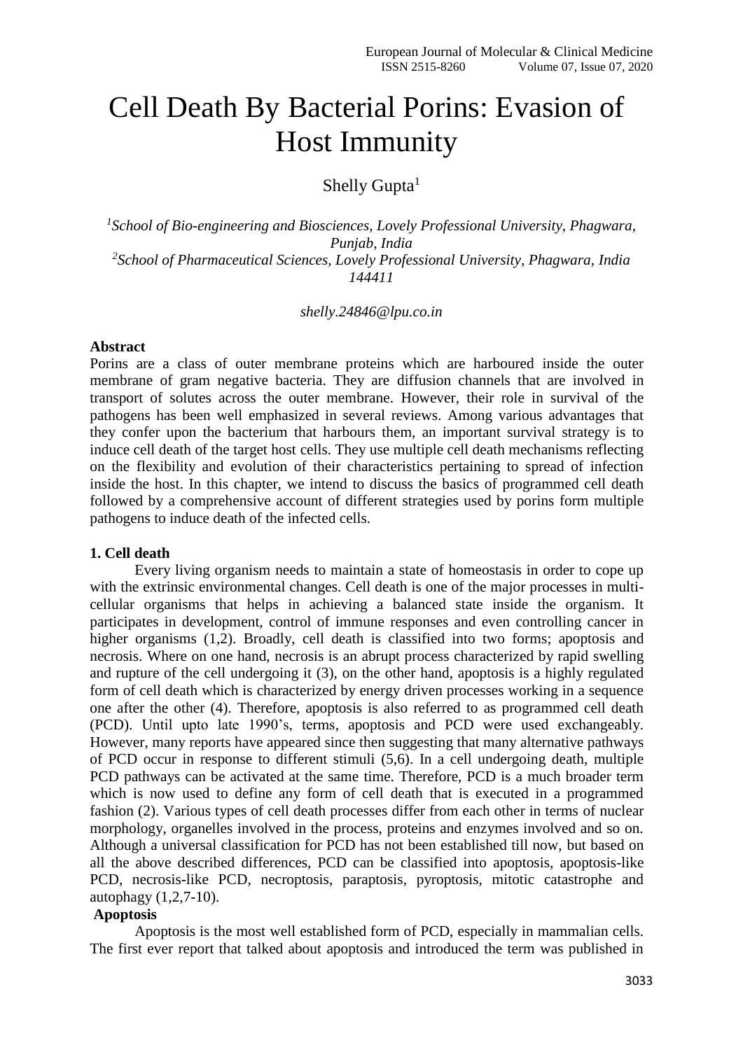# Cell Death By Bacterial Porins: Evasion of Host Immunity

Shelly Gupta[1]

[1]*School of Bio-engineering and Biosciences, Lovely Professional University, Phagwara, Punjab, India*
[2]*School of Pharmaceutical Sciences, Lovely Professional University, Phagwara, India 144411*

*shelly.24846@lpu.co.in*

**Abstract**

Porins are a class of outer membrane proteins which are harboured inside the outer membrane of gram negative bacteria. They are diffusion channels that are involved in transport of solutes across the outer membrane. However, their role in survival of the pathogens has been well emphasized in several reviews. Among various advantages that they confer upon the bacterium that harbours them, an important survival strategy is to induce cell death of the target host cells. They use multiple cell death mechanisms reflecting on the flexibility and evolution of their characteristics pertaining to spread of infection inside the host. In this chapter, we intend to discuss the basics of programmed cell death followed by a comprehensive account of different strategies used by porins form multiple pathogens to induce death of the infected cells.

**1. Cell death**

Every living organism needs to maintain a state of homeostasis in order to cope up with the extrinsic environmental changes. Cell death is one of the major processes in multi-cellular organisms that helps in achieving a balanced state inside the organism. It participates in development, control of immune responses and even controlling cancer in higher organisms (1,2). Broadly, cell death is classified into two forms; apoptosis and necrosis. Where on one hand, necrosis is an abrupt process characterized by rapid swelling and rupture of the cell undergoing it (3), on the other hand, apoptosis is a highly regulated form of cell death which is characterized by energy driven processes working in a sequence one after the other (4). Therefore, apoptosis is also referred to as programmed cell death (PCD). Until upto late 1990's, terms, apoptosis and PCD were used exchangeably. However, many reports have appeared since then suggesting that many alternative pathways of PCD occur in response to different stimuli (5,6). In a cell undergoing death, multiple PCD pathways can be activated at the same time. Therefore, PCD is a much broader term which is now used to define any form of cell death that is executed in a programmed fashion (2). Various types of cell death processes differ from each other in terms of nuclear morphology, organelles involved in the process, proteins and enzymes involved and so on. Although a universal classification for PCD has not been established till now, but based on all the above described differences, PCD can be classified into apoptosis, apoptosis-like PCD, necrosis-like PCD, necroptosis, paraptosis, pyroptosis, mitotic catastrophe and autophagy (1,2,7-10).

**Apoptosis**

Apoptosis is the most well established form of PCD, especially in mammalian cells. The first ever report that talked about apoptosis and introduced the term was published in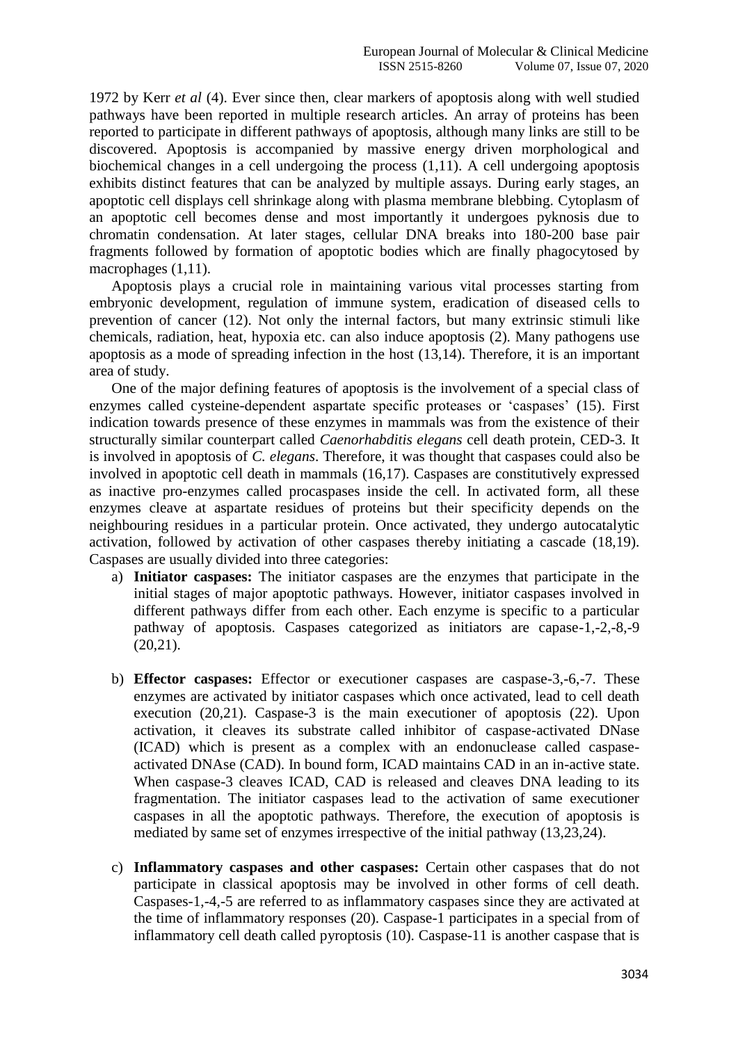1972 by Kerr *et al* (4). Ever since then, clear markers of apoptosis along with well studied pathways have been reported in multiple research articles. An array of proteins has been reported to participate in different pathways of apoptosis, although many links are still to be discovered. Apoptosis is accompanied by massive energy driven morphological and biochemical changes in a cell undergoing the process (1,11). A cell undergoing apoptosis exhibits distinct features that can be analyzed by multiple assays. During early stages, an apoptotic cell displays cell shrinkage along with plasma membrane blebbing. Cytoplasm of an apoptotic cell becomes dense and most importantly it undergoes pyknosis due to chromatin condensation. At later stages, cellular DNA breaks into 180-200 base pair fragments followed by formation of apoptotic bodies which are finally phagocytosed by macrophages (1,11).

Apoptosis plays a crucial role in maintaining various vital processes starting from embryonic development, regulation of immune system, eradication of diseased cells to prevention of cancer (12). Not only the internal factors, but many extrinsic stimuli like chemicals, radiation, heat, hypoxia etc. can also induce apoptosis (2). Many pathogens use apoptosis as a mode of spreading infection in the host (13,14). Therefore, it is an important area of study.

One of the major defining features of apoptosis is the involvement of a special class of enzymes called cysteine-dependent aspartate specific proteases or 'caspases' (15). First indication towards presence of these enzymes in mammals was from the existence of their structurally similar counterpart called *Caenorhabditis elegans* cell death protein, CED-3. It is involved in apoptosis of *C. elegans*. Therefore, it was thought that caspases could also be involved in apoptotic cell death in mammals (16,17). Caspases are constitutively expressed as inactive pro-enzymes called procaspases inside the cell. In activated form, all these enzymes cleave at aspartate residues of proteins but their specificity depends on the neighbouring residues in a particular protein. Once activated, they undergo autocatalytic activation, followed by activation of other caspases thereby initiating a cascade (18,19). Caspases are usually divided into three categories:

a) **Initiator caspases:** The initiator caspases are the enzymes that participate in the initial stages of major apoptotic pathways. However, initiator caspases involved in different pathways differ from each other. Each enzyme is specific to a particular pathway of apoptosis. Caspases categorized as initiators are capase-1,-2,-8,-9 (20,21).

b) **Effector caspases:** Effector or executioner caspases are caspase-3,-6,-7. These enzymes are activated by initiator caspases which once activated, lead to cell death execution (20,21). Caspase-3 is the main executioner of apoptosis (22). Upon activation, it cleaves its substrate called inhibitor of caspase-activated DNase (ICAD) which is present as a complex with an endonuclease called caspase-activated DNAse (CAD). In bound form, ICAD maintains CAD in an in-active state. When caspase-3 cleaves ICAD, CAD is released and cleaves DNA leading to its fragmentation. The initiator caspases lead to the activation of same executioner caspases in all the apoptotic pathways. Therefore, the execution of apoptosis is mediated by same set of enzymes irrespective of the initial pathway (13,23,24).

c) **Inflammatory caspases and other caspases:** Certain other caspases that do not participate in classical apoptosis may be involved in other forms of cell death. Caspases-1,-4,-5 are referred to as inflammatory caspases since they are activated at the time of inflammatory responses (20). Caspase-1 participates in a special from of inflammatory cell death called pyroptosis (10). Caspase-11 is another caspase that is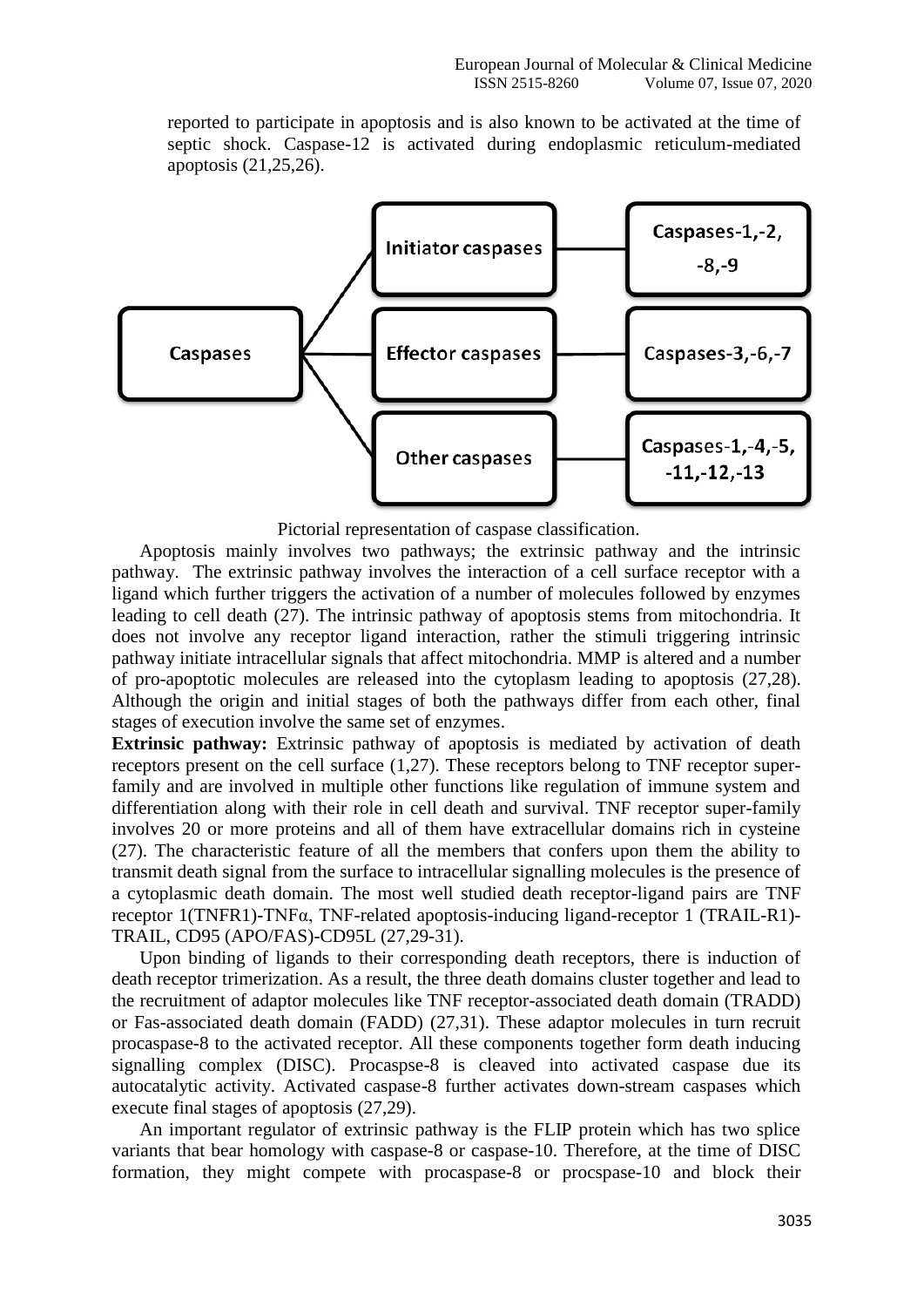reported to participate in apoptosis and is also known to be activated at the time of septic shock. Caspase-12 is activated during endoplasmic reticulum-mediated apoptosis (21,25,26).

- **Caspases**
  - **Initiator caspases** — **Caspases-1,-2, -8,-9**
  - **Effector caspases** — **Caspases-3,-6,-7**
  - **Other caspases** — **Caspases-1,-4,-5, -11,-12,-13**

Pictorial representation of caspase classification.

Apoptosis mainly involves two pathways; the extrinsic pathway and the intrinsic pathway. The extrinsic pathway involves the interaction of a cell surface receptor with a ligand which further triggers the activation of a number of molecules followed by enzymes leading to cell death (27). The intrinsic pathway of apoptosis stems from mitochondria. It does not involve any receptor ligand interaction, rather the stimuli triggering intrinsic pathway initiate intracellular signals that affect mitochondria. MMP is altered and a number of pro-apoptotic molecules are released into the cytoplasm leading to apoptosis (27,28). Although the origin and initial stages of both the pathways differ from each other, final stages of execution involve the same set of enzymes.

**Extrinsic pathway:** Extrinsic pathway of apoptosis is mediated by activation of death receptors present on the cell surface (1,27). These receptors belong to TNF receptor super-family and are involved in multiple other functions like regulation of immune system and differentiation along with their role in cell death and survival. TNF receptor super-family involves 20 or more proteins and all of them have extracellular domains rich in cysteine (27). The characteristic feature of all the members that confers upon them the ability to transmit death signal from the surface to intracellular signalling molecules is the presence of a cytoplasmic death domain. The most well studied death receptor-ligand pairs are TNF receptor 1(TNFR1)-TNFα, TNF-related apoptosis-inducing ligand-receptor 1 (TRAIL-R1)-TRAIL, CD95 (APO/FAS)-CD95L (27,29-31).

Upon binding of ligands to their corresponding death receptors, there is induction of death receptor trimerization. As a result, the three death domains cluster together and lead to the recruitment of adaptor molecules like TNF receptor-associated death domain (TRADD) or Fas-associated death domain (FADD) (27,31). These adaptor molecules in turn recruit procaspase-8 to the activated receptor. All these components together form death inducing signalling complex (DISC). Procaspse-8 is cleaved into activated caspase due its autocatalytic activity. Activated caspase-8 further activates down-stream caspases which execute final stages of apoptosis (27,29).

An important regulator of extrinsic pathway is the FLIP protein which has two splice variants that bear homology with caspase-8 or caspase-10. Therefore, at the time of DISC formation, they might compete with procaspase-8 or procspase-10 and block their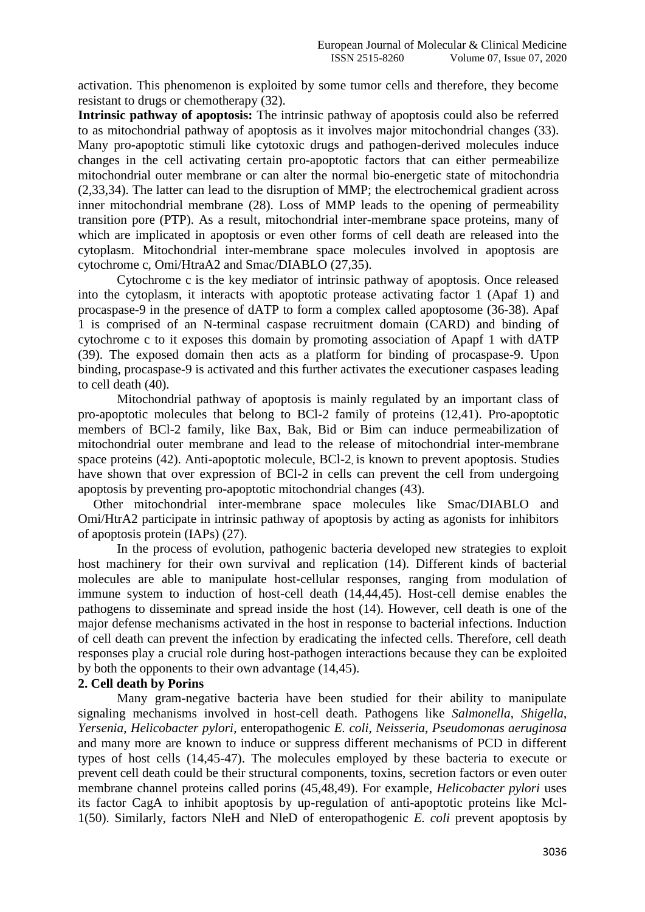activation. This phenomenon is exploited by some tumor cells and therefore, they become resistant to drugs or chemotherapy (32).

**Intrinsic pathway of apoptosis:** The intrinsic pathway of apoptosis could also be referred to as mitochondrial pathway of apoptosis as it involves major mitochondrial changes (33). Many pro-apoptotic stimuli like cytotoxic drugs and pathogen-derived molecules induce changes in the cell activating certain pro-apoptotic factors that can either permeabilize mitochondrial outer membrane or can alter the normal bio-energetic state of mitochondria (2,33,34). The latter can lead to the disruption of MMP; the electrochemical gradient across inner mitochondrial membrane (28). Loss of MMP leads to the opening of permeability transition pore (PTP). As a result, mitochondrial inter-membrane space proteins, many of which are implicated in apoptosis or even other forms of cell death are released into the cytoplasm. Mitochondrial inter-membrane space molecules involved in apoptosis are cytochrome c, Omi/HtraA2 and Smac/DIABLO (27,35).

Cytochrome c is the key mediator of intrinsic pathway of apoptosis. Once released into the cytoplasm, it interacts with apoptotic protease activating factor 1 (Apaf 1) and procaspase-9 in the presence of dATP to form a complex called apoptosome (36-38). Apaf 1 is comprised of an N-terminal caspase recruitment domain (CARD) and binding of cytochrome c to it exposes this domain by promoting association of Apapf 1 with dATP (39). The exposed domain then acts as a platform for binding of procaspase-9. Upon binding, procaspase-9 is activated and this further activates the executioner caspases leading to cell death (40).

Mitochondrial pathway of apoptosis is mainly regulated by an important class of pro-apoptotic molecules that belong to BCl-2 family of proteins (12,41). Pro-apoptotic members of BCl-2 family, like Bax, Bak, Bid or Bim can induce permeabilization of mitochondrial outer membrane and lead to the release of mitochondrial inter-membrane space proteins (42). Anti-apoptotic molecule, BCl-2, is known to prevent apoptosis. Studies have shown that over expression of BCl-2 in cells can prevent the cell from undergoing apoptosis by preventing pro-apoptotic mitochondrial changes (43).

Other mitochondrial inter-membrane space molecules like Smac/DIABLO and Omi/HtrA2 participate in intrinsic pathway of apoptosis by acting as agonists for inhibitors of apoptosis protein (IAPs) (27).

In the process of evolution, pathogenic bacteria developed new strategies to exploit host machinery for their own survival and replication (14). Different kinds of bacterial molecules are able to manipulate host-cellular responses, ranging from modulation of immune system to induction of host-cell death (14,44,45). Host-cell demise enables the pathogens to disseminate and spread inside the host (14). However, cell death is one of the major defense mechanisms activated in the host in response to bacterial infections. Induction of cell death can prevent the infection by eradicating the infected cells. Therefore, cell death responses play a crucial role during host-pathogen interactions because they can be exploited by both the opponents to their own advantage (14,45).

## 2. Cell death by Porins

Many gram-negative bacteria have been studied for their ability to manipulate signaling mechanisms involved in host-cell death. Pathogens like *Salmonella*, *Shigella*, *Yersenia*, *Helicobacter pylori*, enteropathogenic *E. coli*, *Neisseria*, *Pseudomonas aeruginosa* and many more are known to induce or suppress different mechanisms of PCD in different types of host cells (14,45-47). The molecules employed by these bacteria to execute or prevent cell death could be their structural components, toxins, secretion factors or even outer membrane channel proteins called porins (45,48,49). For example, *Helicobacter pylori* uses its factor CagA to inhibit apoptosis by up-regulation of anti-apoptotic proteins like Mcl-1(50). Similarly, factors NleH and NleD of enteropathogenic *E. coli* prevent apoptosis by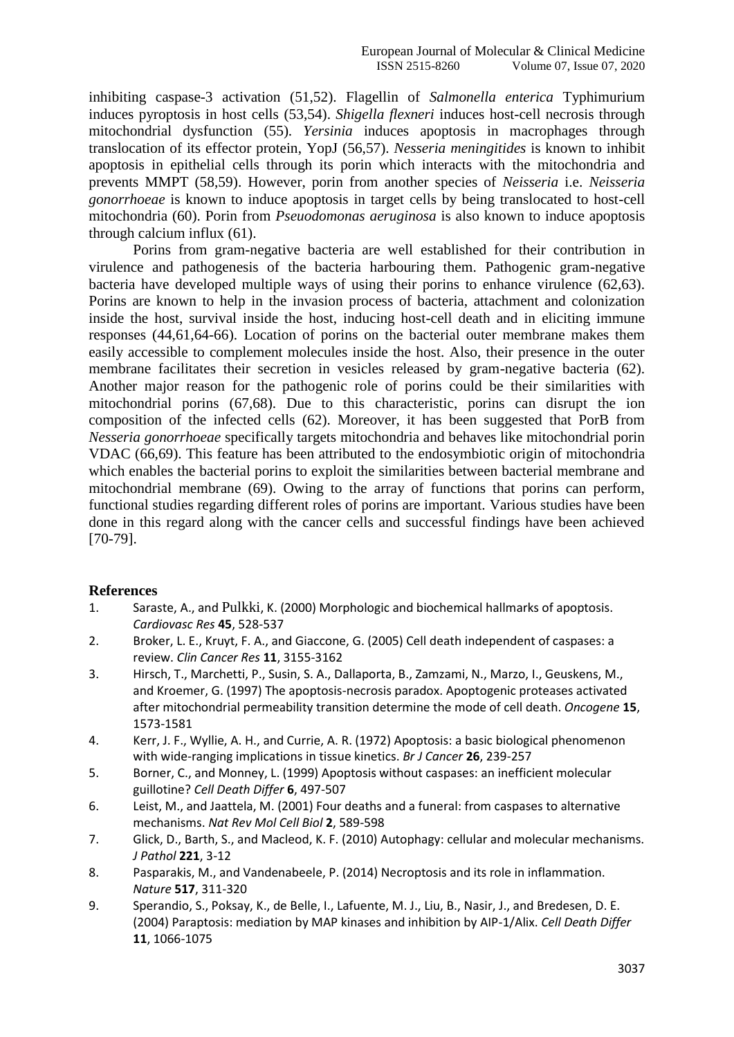inhibiting caspase-3 activation (51,52). Flagellin of *Salmonella enterica* Typhimurium induces pyroptosis in host cells (53,54). *Shigella flexneri* induces host-cell necrosis through mitochondrial dysfunction (55). *Yersinia* induces apoptosis in macrophages through translocation of its effector protein, YopJ (56,57). *Nesseria meningitides* is known to inhibit apoptosis in epithelial cells through its porin which interacts with the mitochondria and prevents MMPT (58,59). However, porin from another species of *Neisseria* i.e. *Neisseria gonorrhoeae* is known to induce apoptosis in target cells by being translocated to host-cell mitochondria (60). Porin from *Pseuodomonas aeruginosa* is also known to induce apoptosis through calcium influx (61).

Porins from gram-negative bacteria are well established for their contribution in virulence and pathogenesis of the bacteria harbouring them. Pathogenic gram-negative bacteria have developed multiple ways of using their porins to enhance virulence (62,63). Porins are known to help in the invasion process of bacteria, attachment and colonization inside the host, survival inside the host, inducing host-cell death and in eliciting immune responses (44,61,64-66). Location of porins on the bacterial outer membrane makes them easily accessible to complement molecules inside the host. Also, their presence in the outer membrane facilitates their secretion in vesicles released by gram-negative bacteria (62). Another major reason for the pathogenic role of porins could be their similarities with mitochondrial porins (67,68). Due to this characteristic, porins can disrupt the ion composition of the infected cells (62). Moreover, it has been suggested that PorB from *Nesseria gonorrhoeae* specifically targets mitochondria and behaves like mitochondrial porin VDAC (66,69). This feature has been attributed to the endosymbiotic origin of mitochondria which enables the bacterial porins to exploit the similarities between bacterial membrane and mitochondrial membrane (69). Owing to the array of functions that porins can perform, functional studies regarding different roles of porins are important. Various studies have been done in this regard along with the cancer cells and successful findings have been achieved [70-79].

## References

1. Saraste, A., and Pulkki, K. (2000) Morphologic and biochemical hallmarks of apoptosis. *Cardiovasc Res* **45**, 528-537
2. Broker, L. E., Kruyt, F. A., and Giaccone, G. (2005) Cell death independent of caspases: a review. *Clin Cancer Res* **11**, 3155-3162
3. Hirsch, T., Marchetti, P., Susin, S. A., Dallaporta, B., Zamzami, N., Marzo, I., Geuskens, M., and Kroemer, G. (1997) The apoptosis-necrosis paradox. Apoptogenic proteases activated after mitochondrial permeability transition determine the mode of cell death. *Oncogene* **15**, 1573-1581
4. Kerr, J. F., Wyllie, A. H., and Currie, A. R. (1972) Apoptosis: a basic biological phenomenon with wide-ranging implications in tissue kinetics. *Br J Cancer* **26**, 239-257
5. Borner, C., and Monney, L. (1999) Apoptosis without caspases: an inefficient molecular guillotine? *Cell Death Differ* **6**, 497-507
6. Leist, M., and Jaattela, M. (2001) Four deaths and a funeral: from caspases to alternative mechanisms. *Nat Rev Mol Cell Biol* **2**, 589-598
7. Glick, D., Barth, S., and Macleod, K. F. (2010) Autophagy: cellular and molecular mechanisms. *J Pathol* **221**, 3-12
8. Pasparakis, M., and Vandenabeele, P. (2014) Necroptosis and its role in inflammation. *Nature* **517**, 311-320
9. Sperandio, S., Poksay, K., de Belle, I., Lafuente, M. J., Liu, B., Nasir, J., and Bredesen, D. E. (2004) Paraptosis: mediation by MAP kinases and inhibition by AIP-1/Alix. *Cell Death Differ* **11**, 1066-1075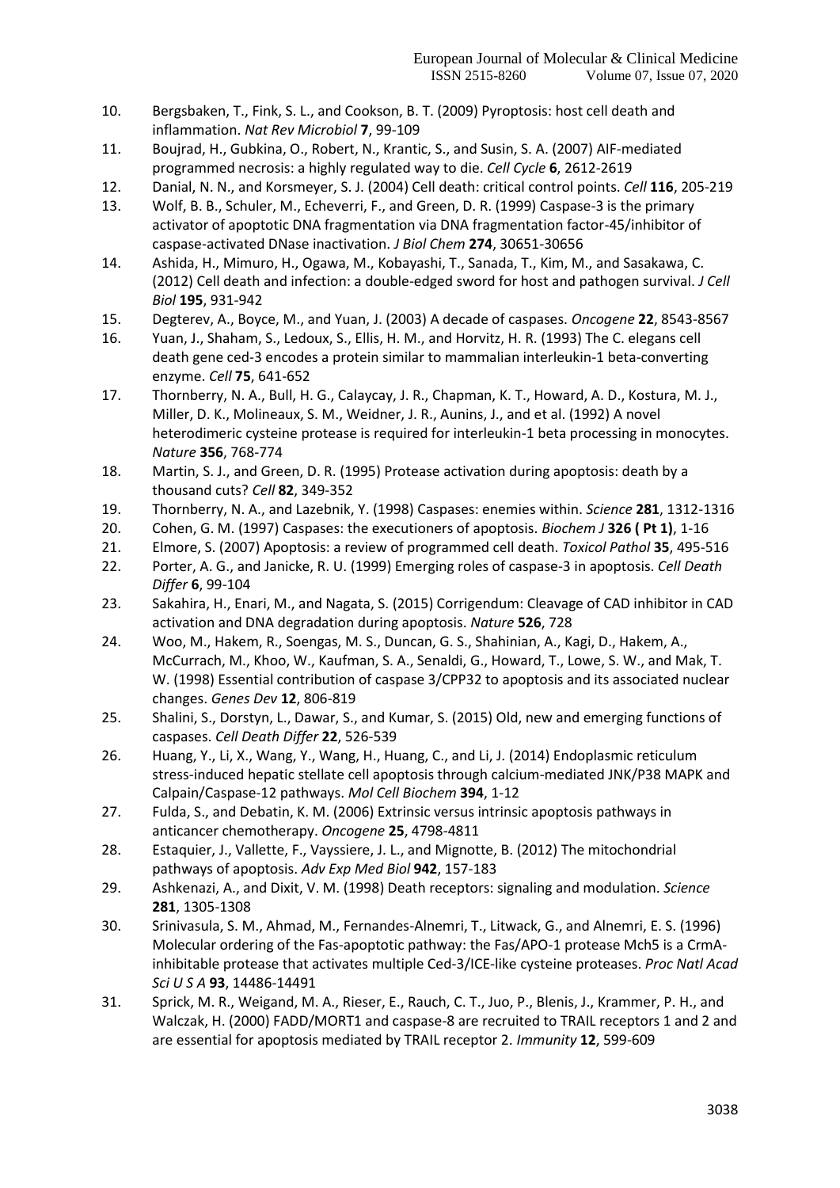10. Bergsbaken, T., Fink, S. L., and Cookson, B. T. (2009) Pyroptosis: host cell death and inflammation. *Nat Rev Microbiol* **7**, 99-109
11. Boujrad, H., Gubkina, O., Robert, N., Krantic, S., and Susin, S. A. (2007) AIF-mediated programmed necrosis: a highly regulated way to die. *Cell Cycle* **6**, 2612-2619
12. Danial, N. N., and Korsmeyer, S. J. (2004) Cell death: critical control points. *Cell* **116**, 205-219
13. Wolf, B. B., Schuler, M., Echeverri, F., and Green, D. R. (1999) Caspase-3 is the primary activator of apoptotic DNA fragmentation via DNA fragmentation factor-45/inhibitor of caspase-activated DNase inactivation. *J Biol Chem* **274**, 30651-30656
14. Ashida, H., Mimuro, H., Ogawa, M., Kobayashi, T., Sanada, T., Kim, M., and Sasakawa, C. (2012) Cell death and infection: a double-edged sword for host and pathogen survival. *J Cell Biol* **195**, 931-942
15. Degterev, A., Boyce, M., and Yuan, J. (2003) A decade of caspases. *Oncogene* **22**, 8543-8567
16. Yuan, J., Shaham, S., Ledoux, S., Ellis, H. M., and Horvitz, H. R. (1993) The C. elegans cell death gene ced-3 encodes a protein similar to mammalian interleukin-1 beta-converting enzyme. *Cell* **75**, 641-652
17. Thornberry, N. A., Bull, H. G., Calaycay, J. R., Chapman, K. T., Howard, A. D., Kostura, M. J., Miller, D. K., Molineaux, S. M., Weidner, J. R., Aunins, J., and et al. (1992) A novel heterodimeric cysteine protease is required for interleukin-1 beta processing in monocytes. *Nature* **356**, 768-774
18. Martin, S. J., and Green, D. R. (1995) Protease activation during apoptosis: death by a thousand cuts? *Cell* **82**, 349-352
19. Thornberry, N. A., and Lazebnik, Y. (1998) Caspases: enemies within. *Science* **281**, 1312-1316
20. Cohen, G. M. (1997) Caspases: the executioners of apoptosis. *Biochem J* **326 ( Pt 1)**, 1-16
21. Elmore, S. (2007) Apoptosis: a review of programmed cell death. *Toxicol Pathol* **35**, 495-516
22. Porter, A. G., and Janicke, R. U. (1999) Emerging roles of caspase-3 in apoptosis. *Cell Death Differ* **6**, 99-104
23. Sakahira, H., Enari, M., and Nagata, S. (2015) Corrigendum: Cleavage of CAD inhibitor in CAD activation and DNA degradation during apoptosis. *Nature* **526**, 728
24. Woo, M., Hakem, R., Soengas, M. S., Duncan, G. S., Shahinian, A., Kagi, D., Hakem, A., McCurrach, M., Khoo, W., Kaufman, S. A., Senaldi, G., Howard, T., Lowe, S. W., and Mak, T. W. (1998) Essential contribution of caspase 3/CPP32 to apoptosis and its associated nuclear changes. *Genes Dev* **12**, 806-819
25. Shalini, S., Dorstyn, L., Dawar, S., and Kumar, S. (2015) Old, new and emerging functions of caspases. *Cell Death Differ* **22**, 526-539
26. Huang, Y., Li, X., Wang, Y., Wang, H., Huang, C., and Li, J. (2014) Endoplasmic reticulum stress-induced hepatic stellate cell apoptosis through calcium-mediated JNK/P38 MAPK and Calpain/Caspase-12 pathways. *Mol Cell Biochem* **394**, 1-12
27. Fulda, S., and Debatin, K. M. (2006) Extrinsic versus intrinsic apoptosis pathways in anticancer chemotherapy. *Oncogene* **25**, 4798-4811
28. Estaquier, J., Vallette, F., Vayssiere, J. L., and Mignotte, B. (2012) The mitochondrial pathways of apoptosis. *Adv Exp Med Biol* **942**, 157-183
29. Ashkenazi, A., and Dixit, V. M. (1998) Death receptors: signaling and modulation. *Science* **281**, 1305-1308
30. Srinivasula, S. M., Ahmad, M., Fernandes-Alnemri, T., Litwack, G., and Alnemri, E. S. (1996) Molecular ordering of the Fas-apoptotic pathway: the Fas/APO-1 protease Mch5 is a CrmA-inhibitable protease that activates multiple Ced-3/ICE-like cysteine proteases. *Proc Natl Acad Sci U S A* **93**, 14486-14491
31. Sprick, M. R., Weigand, M. A., Rieser, E., Rauch, C. T., Juo, P., Blenis, J., Krammer, P. H., and Walczak, H. (2000) FADD/MORT1 and caspase-8 are recruited to TRAIL receptors 1 and 2 and are essential for apoptosis mediated by TRAIL receptor 2. *Immunity* **12**, 599-609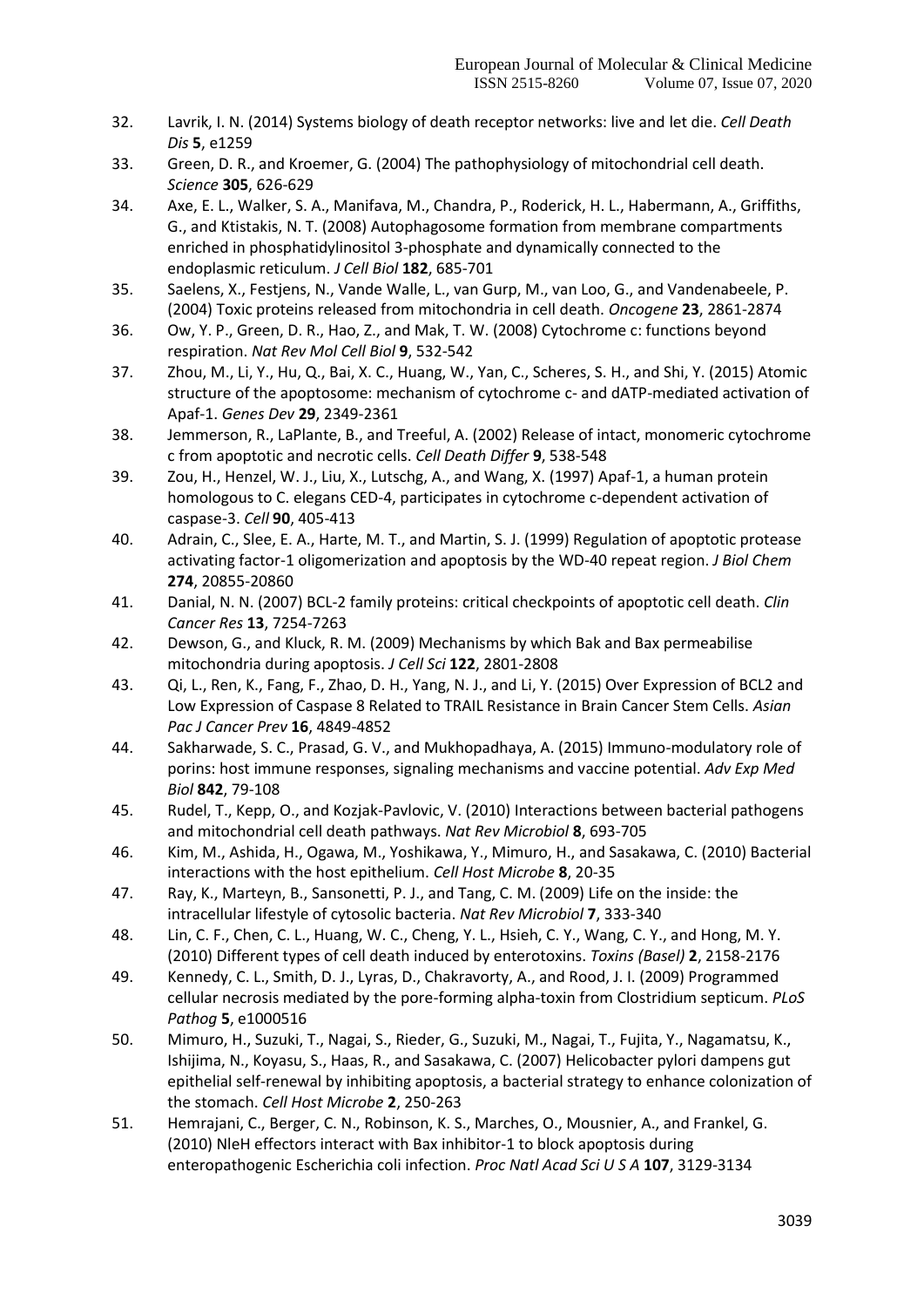32. Lavrik, I. N. (2014) Systems biology of death receptor networks: live and let die. *Cell Death Dis* **5**, e1259
33. Green, D. R., and Kroemer, G. (2004) The pathophysiology of mitochondrial cell death. *Science* **305**, 626-629
34. Axe, E. L., Walker, S. A., Manifava, M., Chandra, P., Roderick, H. L., Habermann, A., Griffiths, G., and Ktistakis, N. T. (2008) Autophagosome formation from membrane compartments enriched in phosphatidylinositol 3-phosphate and dynamically connected to the endoplasmic reticulum. *J Cell Biol* **182**, 685-701
35. Saelens, X., Festjens, N., Vande Walle, L., van Gurp, M., van Loo, G., and Vandenabeele, P. (2004) Toxic proteins released from mitochondria in cell death. *Oncogene* **23**, 2861-2874
36. Ow, Y. P., Green, D. R., Hao, Z., and Mak, T. W. (2008) Cytochrome c: functions beyond respiration. *Nat Rev Mol Cell Biol* **9**, 532-542
37. Zhou, M., Li, Y., Hu, Q., Bai, X. C., Huang, W., Yan, C., Scheres, S. H., and Shi, Y. (2015) Atomic structure of the apoptosome: mechanism of cytochrome c- and dATP-mediated activation of Apaf-1. *Genes Dev* **29**, 2349-2361
38. Jemmerson, R., LaPlante, B., and Treeful, A. (2002) Release of intact, monomeric cytochrome c from apoptotic and necrotic cells. *Cell Death Differ* **9**, 538-548
39. Zou, H., Henzel, W. J., Liu, X., Lutschg, A., and Wang, X. (1997) Apaf-1, a human protein homologous to C. elegans CED-4, participates in cytochrome c-dependent activation of caspase-3. *Cell* **90**, 405-413
40. Adrain, C., Slee, E. A., Harte, M. T., and Martin, S. J. (1999) Regulation of apoptotic protease activating factor-1 oligomerization and apoptosis by the WD-40 repeat region. *J Biol Chem* **274**, 20855-20860
41. Danial, N. N. (2007) BCL-2 family proteins: critical checkpoints of apoptotic cell death. *Clin Cancer Res* **13**, 7254-7263
42. Dewson, G., and Kluck, R. M. (2009) Mechanisms by which Bak and Bax permeabilise mitochondria during apoptosis. *J Cell Sci* **122**, 2801-2808
43. Qi, L., Ren, K., Fang, F., Zhao, D. H., Yang, N. J., and Li, Y. (2015) Over Expression of BCL2 and Low Expression of Caspase 8 Related to TRAIL Resistance in Brain Cancer Stem Cells. *Asian Pac J Cancer Prev* **16**, 4849-4852
44. Sakharwade, S. C., Prasad, G. V., and Mukhopadhaya, A. (2015) Immuno-modulatory role of porins: host immune responses, signaling mechanisms and vaccine potential. *Adv Exp Med Biol* **842**, 79-108
45. Rudel, T., Kepp, O., and Kozjak-Pavlovic, V. (2010) Interactions between bacterial pathogens and mitochondrial cell death pathways. *Nat Rev Microbiol* **8**, 693-705
46. Kim, M., Ashida, H., Ogawa, M., Yoshikawa, Y., Mimuro, H., and Sasakawa, C. (2010) Bacterial interactions with the host epithelium. *Cell Host Microbe* **8**, 20-35
47. Ray, K., Marteyn, B., Sansonetti, P. J., and Tang, C. M. (2009) Life on the inside: the intracellular lifestyle of cytosolic bacteria. *Nat Rev Microbiol* **7**, 333-340
48. Lin, C. F., Chen, C. L., Huang, W. C., Cheng, Y. L., Hsieh, C. Y., Wang, C. Y., and Hong, M. Y. (2010) Different types of cell death induced by enterotoxins. *Toxins (Basel)* **2**, 2158-2176
49. Kennedy, C. L., Smith, D. J., Lyras, D., Chakravorty, A., and Rood, J. I. (2009) Programmed cellular necrosis mediated by the pore-forming alpha-toxin from Clostridium septicum. *PLoS Pathog* **5**, e1000516
50. Mimuro, H., Suzuki, T., Nagai, S., Rieder, G., Suzuki, M., Nagai, T., Fujita, Y., Nagamatsu, K., Ishijima, N., Koyasu, S., Haas, R., and Sasakawa, C. (2007) Helicobacter pylori dampens gut epithelial self-renewal by inhibiting apoptosis, a bacterial strategy to enhance colonization of the stomach. *Cell Host Microbe* **2**, 250-263
51. Hemrajani, C., Berger, C. N., Robinson, K. S., Marches, O., Mousnier, A., and Frankel, G. (2010) NleH effectors interact with Bax inhibitor-1 to block apoptosis during enteropathogenic Escherichia coli infection. *Proc Natl Acad Sci U S A* **107**, 3129-3134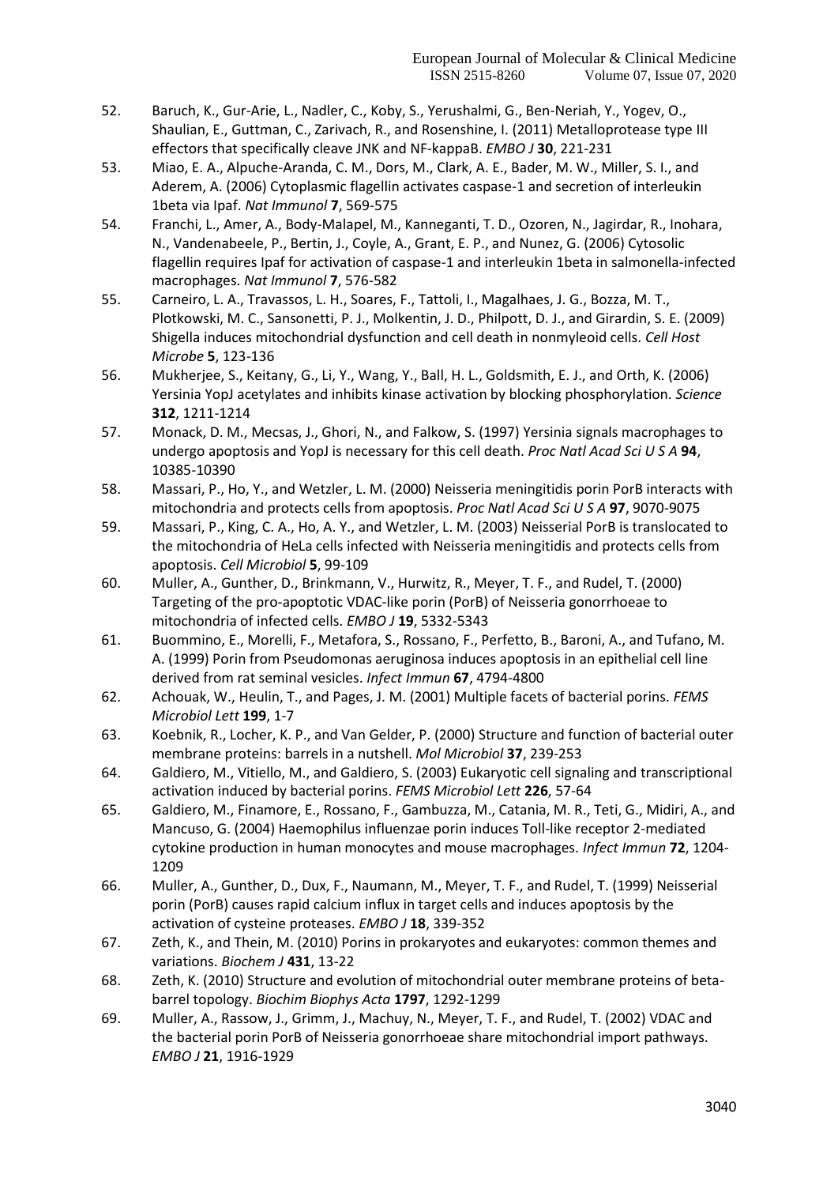52. Baruch, K., Gur-Arie, L., Nadler, C., Koby, S., Yerushalmi, G., Ben-Neriah, Y., Yogev, O., Shaulian, E., Guttman, C., Zarivach, R., and Rosenshine, I. (2011) Metalloprotease type III effectors that specifically cleave JNK and NF-kappaB. *EMBO J* **30**, 221-231
53. Miao, E. A., Alpuche-Aranda, C. M., Dors, M., Clark, A. E., Bader, M. W., Miller, S. I., and Aderem, A. (2006) Cytoplasmic flagellin activates caspase-1 and secretion of interleukin 1beta via Ipaf. *Nat Immunol* **7**, 569-575
54. Franchi, L., Amer, A., Body-Malapel, M., Kanneganti, T. D., Ozoren, N., Jagirdar, R., Inohara, N., Vandenabeele, P., Bertin, J., Coyle, A., Grant, E. P., and Nunez, G. (2006) Cytosolic flagellin requires Ipaf for activation of caspase-1 and interleukin 1beta in salmonella-infected macrophages. *Nat Immunol* **7**, 576-582
55. Carneiro, L. A., Travassos, L. H., Soares, F., Tattoli, I., Magalhaes, J. G., Bozza, M. T., Plotkowski, M. C., Sansonetti, P. J., Molkentin, J. D., Philpott, D. J., and Girardin, S. E. (2009) Shigella induces mitochondrial dysfunction and cell death in nonmyleoid cells. *Cell Host Microbe* **5**, 123-136
56. Mukherjee, S., Keitany, G., Li, Y., Wang, Y., Ball, H. L., Goldsmith, E. J., and Orth, K. (2006) Yersinia YopJ acetylates and inhibits kinase activation by blocking phosphorylation. *Science* **312**, 1211-1214
57. Monack, D. M., Mecsas, J., Ghori, N., and Falkow, S. (1997) Yersinia signals macrophages to undergo apoptosis and YopJ is necessary for this cell death. *Proc Natl Acad Sci U S A* **94**, 10385-10390
58. Massari, P., Ho, Y., and Wetzler, L. M. (2000) Neisseria meningitidis porin PorB interacts with mitochondria and protects cells from apoptosis. *Proc Natl Acad Sci U S A* **97**, 9070-9075
59. Massari, P., King, C. A., Ho, A. Y., and Wetzler, L. M. (2003) Neisserial PorB is translocated to the mitochondria of HeLa cells infected with Neisseria meningitidis and protects cells from apoptosis. *Cell Microbiol* **5**, 99-109
60. Muller, A., Gunther, D., Brinkmann, V., Hurwitz, R., Meyer, T. F., and Rudel, T. (2000) Targeting of the pro-apoptotic VDAC-like porin (PorB) of Neisseria gonorrhoeae to mitochondria of infected cells. *EMBO J* **19**, 5332-5343
61. Buommino, E., Morelli, F., Metafora, S., Rossano, F., Perfetto, B., Baroni, A., and Tufano, M. A. (1999) Porin from Pseudomonas aeruginosa induces apoptosis in an epithelial cell line derived from rat seminal vesicles. *Infect Immun* **67**, 4794-4800
62. Achouak, W., Heulin, T., and Pages, J. M. (2001) Multiple facets of bacterial porins. *FEMS Microbiol Lett* **199**, 1-7
63. Koebnik, R., Locher, K. P., and Van Gelder, P. (2000) Structure and function of bacterial outer membrane proteins: barrels in a nutshell. *Mol Microbiol* **37**, 239-253
64. Galdiero, M., Vitiello, M., and Galdiero, S. (2003) Eukaryotic cell signaling and transcriptional activation induced by bacterial porins. *FEMS Microbiol Lett* **226**, 57-64
65. Galdiero, M., Finamore, E., Rossano, F., Gambuzza, M., Catania, M. R., Teti, G., Midiri, A., and Mancuso, G. (2004) Haemophilus influenzae porin induces Toll-like receptor 2-mediated cytokine production in human monocytes and mouse macrophages. *Infect Immun* **72**, 1204-1209
66. Muller, A., Gunther, D., Dux, F., Naumann, M., Meyer, T. F., and Rudel, T. (1999) Neisserial porin (PorB) causes rapid calcium influx in target cells and induces apoptosis by the activation of cysteine proteases. *EMBO J* **18**, 339-352
67. Zeth, K., and Thein, M. (2010) Porins in prokaryotes and eukaryotes: common themes and variations. *Biochem J* **431**, 13-22
68. Zeth, K. (2010) Structure and evolution of mitochondrial outer membrane proteins of beta-barrel topology. *Biochim Biophys Acta* **1797**, 1292-1299
69. Muller, A., Rassow, J., Grimm, J., Machuy, N., Meyer, T. F., and Rudel, T. (2002) VDAC and the bacterial porin PorB of Neisseria gonorrhoeae share mitochondrial import pathways. *EMBO J* **21**, 1916-1929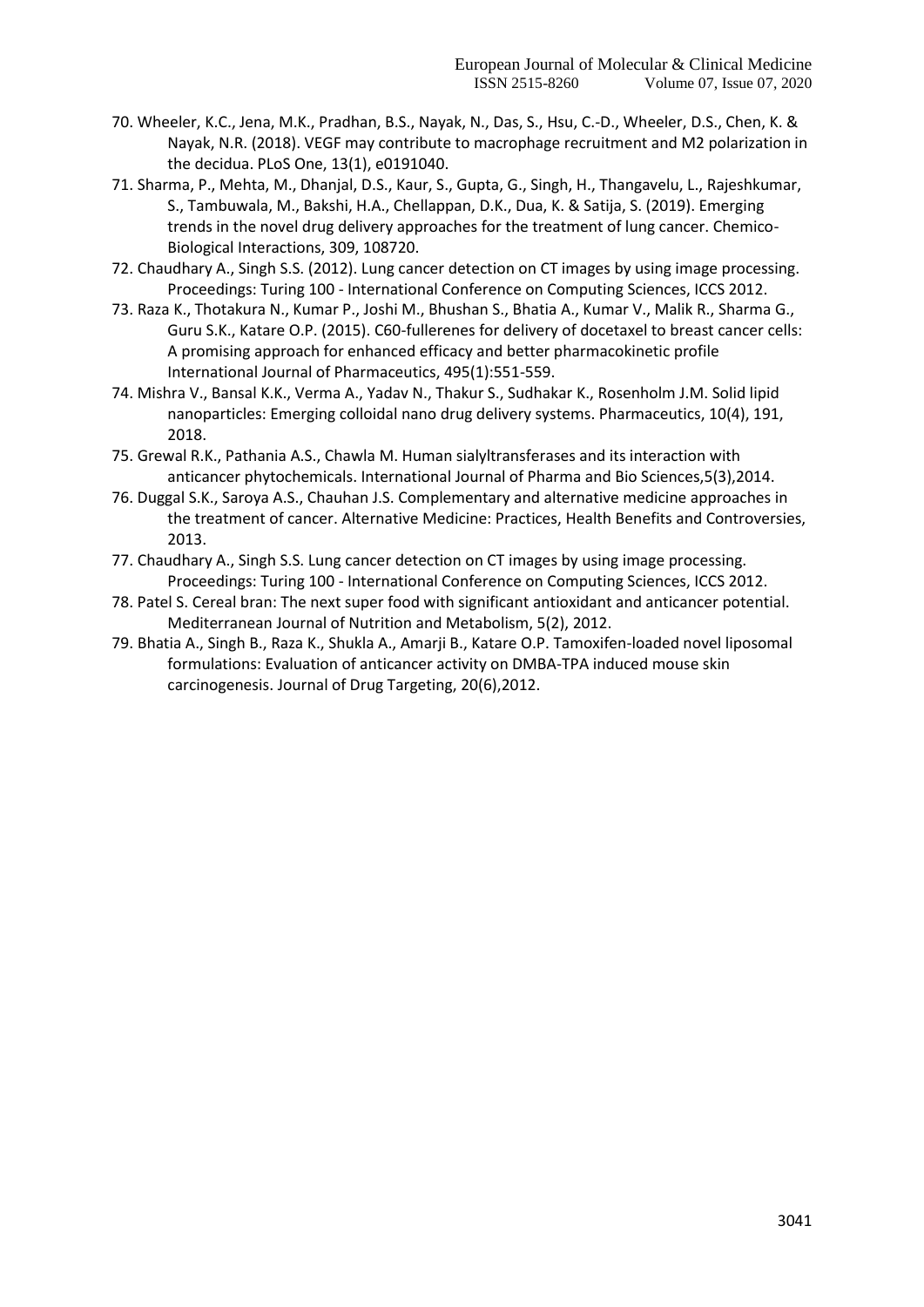70. Wheeler, K.C., Jena, M.K., Pradhan, B.S., Nayak, N., Das, S., Hsu, C.-D., Wheeler, D.S., Chen, K. & Nayak, N.R. (2018). VEGF may contribute to macrophage recruitment and M2 polarization in the decidua. PLoS One, 13(1), e0191040.
71. Sharma, P., Mehta, M., Dhanjal, D.S., Kaur, S., Gupta, G., Singh, H., Thangavelu, L., Rajeshkumar, S., Tambuwala, M., Bakshi, H.A., Chellappan, D.K., Dua, K. & Satija, S. (2019). Emerging trends in the novel drug delivery approaches for the treatment of lung cancer. Chemico-Biological Interactions, 309, 108720.
72. Chaudhary A., Singh S.S. (2012). Lung cancer detection on CT images by using image processing. Proceedings: Turing 100 - International Conference on Computing Sciences, ICCS 2012.
73. Raza K., Thotakura N., Kumar P., Joshi M., Bhushan S., Bhatia A., Kumar V., Malik R., Sharma G., Guru S.K., Katare O.P. (2015). C60-fullerenes for delivery of docetaxel to breast cancer cells: A promising approach for enhanced efficacy and better pharmacokinetic profile International Journal of Pharmaceutics, 495(1):551-559.
74. Mishra V., Bansal K.K., Verma A., Yadav N., Thakur S., Sudhakar K., Rosenholm J.M. Solid lipid nanoparticles: Emerging colloidal nano drug delivery systems. Pharmaceutics, 10(4), 191, 2018.
75. Grewal R.K., Pathania A.S., Chawla M. Human sialyltransferases and its interaction with anticancer phytochemicals. International Journal of Pharma and Bio Sciences,5(3),2014.
76. Duggal S.K., Saroya A.S., Chauhan J.S. Complementary and alternative medicine approaches in the treatment of cancer. Alternative Medicine: Practices, Health Benefits and Controversies, 2013.
77. Chaudhary A., Singh S.S. Lung cancer detection on CT images by using image processing. Proceedings: Turing 100 - International Conference on Computing Sciences, ICCS 2012.
78. Patel S. Cereal bran: The next super food with significant antioxidant and anticancer potential. Mediterranean Journal of Nutrition and Metabolism, 5(2), 2012.
79. Bhatia A., Singh B., Raza K., Shukla A., Amarji B., Katare O.P. Tamoxifen-loaded novel liposomal formulations: Evaluation of anticancer activity on DMBA-TPA induced mouse skin carcinogenesis. Journal of Drug Targeting, 20(6),2012.